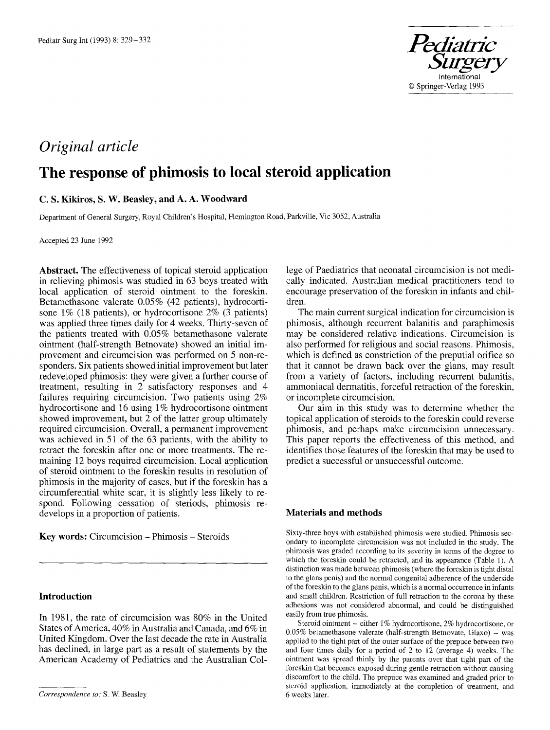*Original article*

# The response of phimosis to local steroid application

**C. S. Kikiros, S. W. Beasley, and A. A. Woodward**

Department of General Surgery, Royal Children's Hospital, Flemington Road, Parkville, Vic 3052, Australia

Accepted 23 June 1992

**Abstract.** The effectiveness of topical steroid application in relieving phimosis was studied in 63 boys treated with local application of steroid ointment to the foreskin. Betamethasone valerate 0.05% (42 patients), hydrocortisone 1% (18 patients), or hydrocortisone 2% (3 patients) was applied three times daily for 4 weeks. Thirty-seven of the patients treated with 0.05% betamethasone valerate ointment (half-strength Betnovate) showed an initial improvement and circumcision was performed on 5 non-responders. Six patients showed initial improvement but later redeveloped phimosis: they were given a further course of treatment, resulting in 2 satisfactory responses and 4 failures requiring circumcision. Two patients using 2% hydrocortisone and 16 using 1% hydrocortisone ointment showed improvement, but 2 of the latter group ultimately required circumcision. Overall, a permanent improvement was achieved in 51 of the 63 patients, with the ability to retract the foreskin after one or more treatments. The remaining 12 boys required circumcision. Local application of steroid ointment to the foreskin results in resolution of phimosis in the majority of cases, but if the foreskin has a circumferential white scar, it is slightly less likely to respond. Following cessation of steriods, phimosis redevelops in a proportion of patients.

**Key words:** Circumcision – Phimosis – Steroids

## Introduction

In 1981, the rate of circumcision was 80% in the United States of America, 40% in Australia and Canada, and 6% in United Kingdom. Over the last decade the rate in Australia has declined, in large part as a result of statements by the American Academy of Pediatrics and the Australian College of Paediatrics that neonatal circumcision is not medically indicated. Australian medical practitioners tend to encourage preservation of the foreskin in infants and children.

The main current surgical indication for circumcision is phimosis, although recurrent balanitis and paraphimosis may be considered relative indications. Circumcision is also performed for religious and social reasons. Phimosis, which is defined as constriction of the preputial orifice so that it cannot be drawn back over the glans, may result from a variety of factors, including recurrent balanitis, ammoniacal dermatitis, forceful retraction of the foreskin, or incomplete circumcision.

Our aim in this study was to determine whether the topical application of steroids to the foreskin could reverse phimosis, and perhaps make circumcision unnecessary. This paper reports the effectiveness of this method, and identifies those features of the foreskin that may be used to predict a successful or unsuccessful outcome.

## Materials and methods

Sixty-three boys with established phimosis were studied. Phimosis secondary to incomplete circumcision was not included in the study. The phimosis was graded according to its severity in terms of the degree to which the foreskin could be retracted, and its appearance (Table 1). A distinction was made between phimosis (where the foreskin is tight distal to the glans penis) and the normal congenital adherence of the underside of the foreskin to the glans penis, which is a normal occurrence in infants and small children. Restriction of full retraction to the corona by these adhesions was not considered abnormal, and could be distinguished easily from true phimosis.

Steroid ointment – either 1% hydrocortisone, 2% hydrocortisone, or 0.05% betamethasone valerate (half-strength Betnovate, Glaxo) – was applied to the tight part of the outer surface of the prepuce between two and four times daily for a period of 2 to 12 (average 4) weeks. The ointment was spread thinly by the parents over that tight part of the foreskin that becomes exposed during gentle retraction without causing discomfort to the child. The prepuce was examined and graded prior to steroid application, immediately at the completion of treatment, and 6 weeks later.

---

*Correspondence to:* S. W. Beasley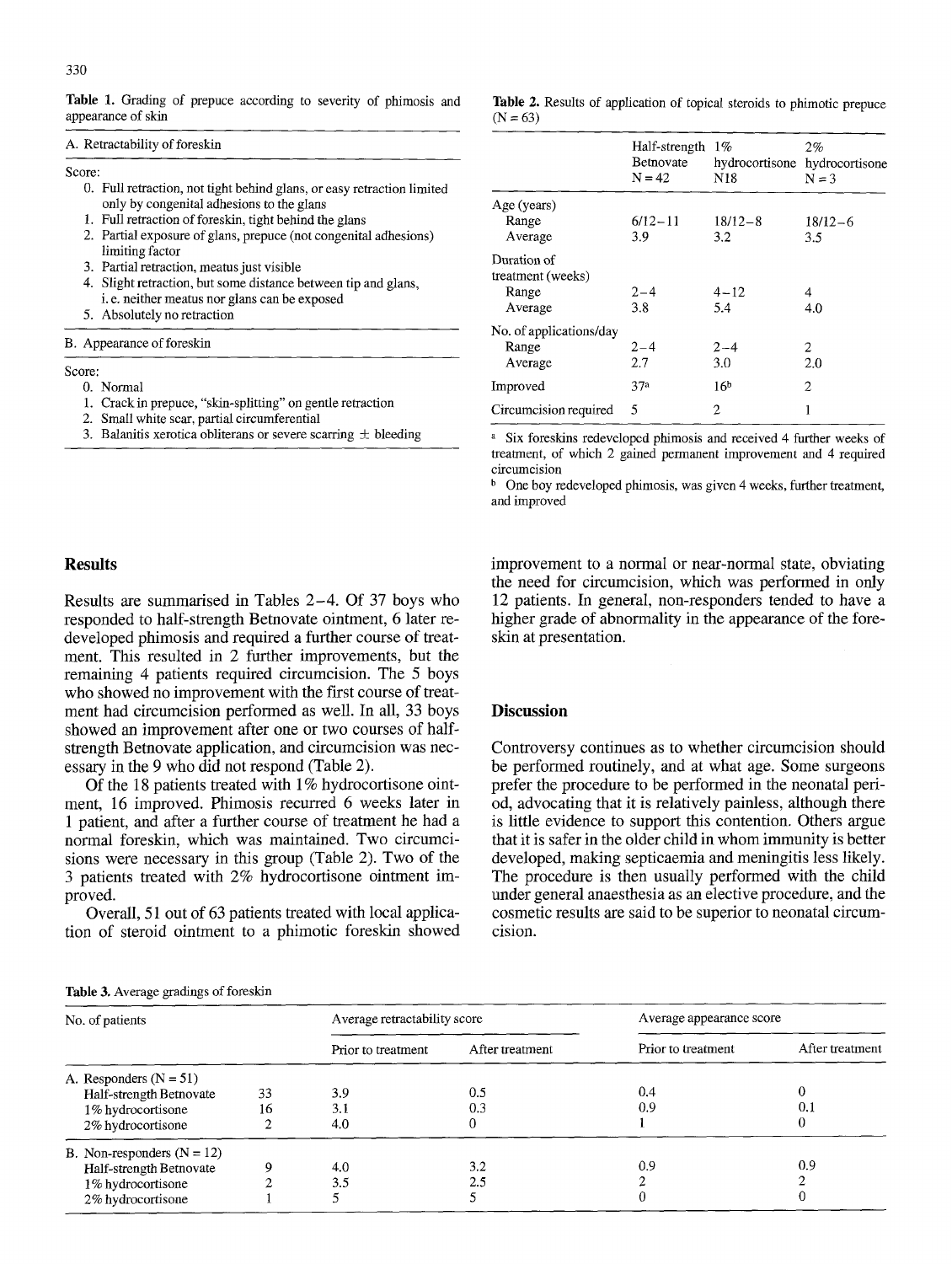**Table 1.** Grading of prepuce according to severity of phimosis and appearance of skin

A. Retractability of foreskin

Score:

0. Full retraction, not tight behind glans, or easy retraction limited only by congenital adhesions to the glans
1. Full retraction of foreskin, tight behind the glans
2. Partial exposure of glans, prepuce (not congenital adhesions) limiting factor
3. Partial retraction, meatus just visible
4. Slight retraction, but some distance between tip and glans, i. e. neither meatus nor glans can be exposed
5. Absolutely no retraction

B. Appearance of foreskin

Score:

0. Normal
1. Crack in prepuce, "skin-splitting" on gentle retraction
2. Small white scar, partial circumferential
3. Balanitis xerotica obliterans or severe scarring ± bleeding

**Table 2.** Results of application of topical steroids to phimotic prepuce (N = 63)

| | Half-strength Betnovate N = 42 | 1% hydrocortisone N18 | 2% hydrocortisone N = 3 |
|---|---|---|---|
| Age (years) | | | |
| Range | 6/12–11 | 18/12–8 | 18/12–6 |
| Average | 3.9 | 3.2 | 3.5 |
| Duration of treatment (weeks) | | | |
| Range | 2–4 | 4–12 | 4 |
| Average | 3.8 | 5.4 | 4.0 |
| No. of applications/day | | | |
| Range | 2–4 | 2–4 | 2 |
| Average | 2.7 | 3.0 | 2.0 |
| Improved | 37[a] | 16[b] | 2 |
| Circumcision required | 5 | 2 | 1 |

[a] Six foreskins redeveloped phimosis and received 4 further weeks of treatment, of which 2 gained permanent improvement and 4 required circumcision

[b] One boy redeveloped phimosis, was given 4 weeks, further treatment, and improved

## Results

Results are summarised in Tables 2–4. Of 37 boys who responded to half-strength Betnovate ointment, 6 later redeveloped phimosis and required a further course of treatment. This resulted in 2 further improvements, but the remaining 4 patients required circumcision. The 5 boys who showed no improvement with the first course of treatment had circumcision performed as well. In all, 33 boys showed an improvement after one or two courses of half-strength Betnovate application, and circumcision was necessary in the 9 who did not respond (Table 2).

Of the 18 patients treated with 1% hydrocortisone ointment, 16 improved. Phimosis recurred 6 weeks later in 1 patient, and after a further course of treatment he had a normal foreskin, which was maintained. Two circumcisions were necessary in this group (Table 2). Two of the 3 patients treated with 2% hydrocortisone ointment improved.

Overall, 51 out of 63 patients treated with local application of steroid ointment to a phimotic foreskin showed improvement to a normal or near-normal state, obviating the need for circumcision, which was performed in only 12 patients. In general, non-responders tended to have a higher grade of abnormality in the appearance of the foreskin at presentation.

## Discussion

Controversy continues as to whether circumcision should be performed routinely, and at what age. Some surgeons prefer the procedure to be performed in the neonatal period, advocating that it is relatively painless, although there is little evidence to support this contention. Others argue that it is safer in the older child in whom immunity is better developed, making septicaemia and meningitis less likely. The procedure is then usually performed with the child under general anaesthesia as an elective procedure, and the cosmetic results are said to be superior to neonatal circumcision.

**Table 3.** Average gradings of foreskin

| No. of patients | | Average retractability score | | Average appearance score | |
|---|---|---|---|---|---|
| | | Prior to treatment | After treatment | Prior to treatment | After treatment |
| A. Responders (N = 51) | | | | | |
| Half-strength Betnovate | 33 | 3.9 | 0.5 | 0.4 | 0 |
| 1% hydrocortisone | 16 | 3.1 | 0.3 | 0.9 | 0.1 |
| 2% hydrocortisone | 2 | 4.0 | 0 | 1 | 0 |
| B. Non-responders (N = 12) | | | | | |
| Half-strength Betnovate | 9 | 4.0 | 3.2 | 0.9 | 0.9 |
| 1% hydrocortisone | 2 | 3.5 | 2.5 | 2 | 2 |
| 2% hydrocortisone | 1 | 5 | 5 | 0 | 0 |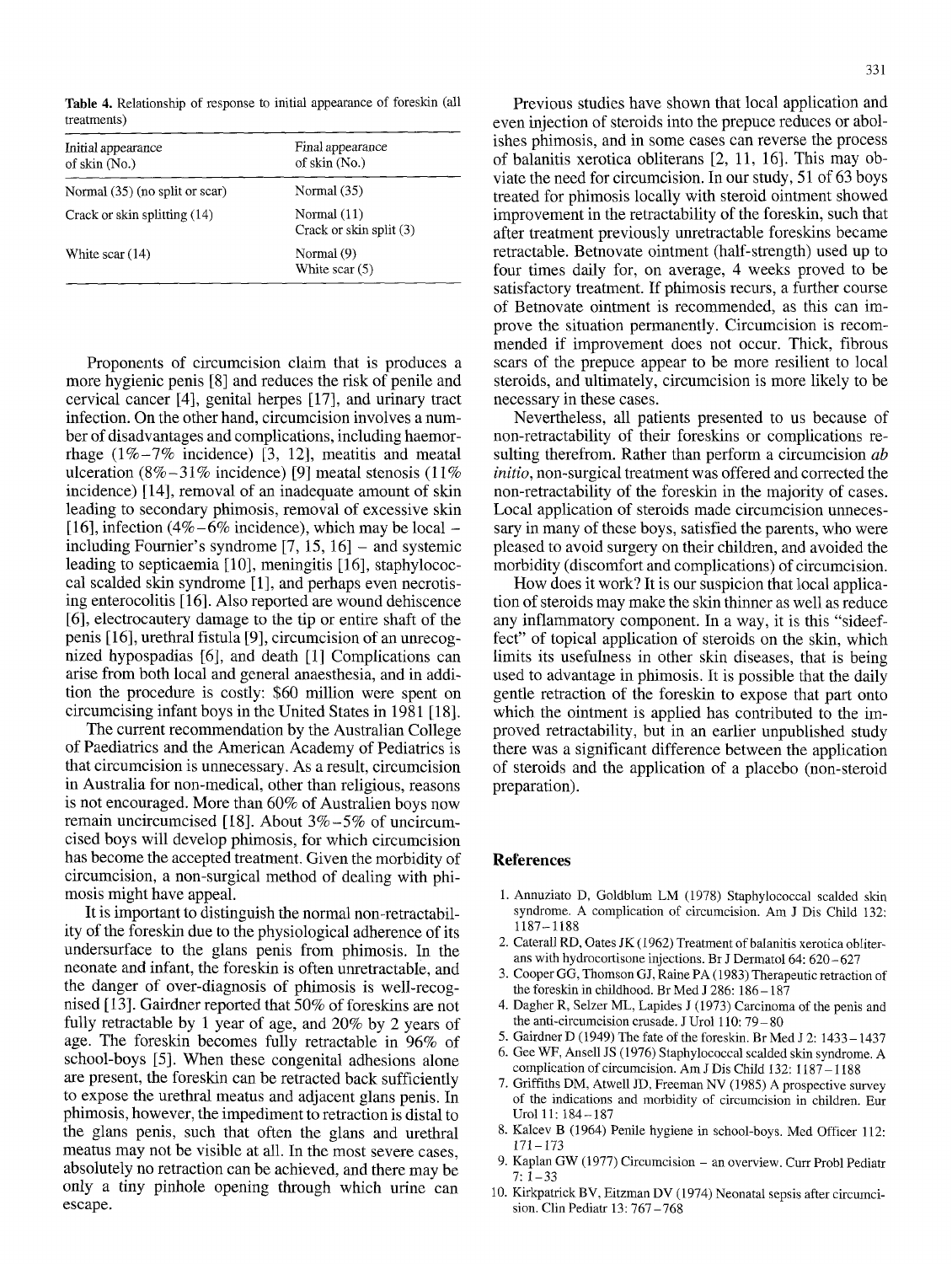**Table 4.** Relationship of response to initial appearance of foreskin (all treatments)

| Initial appearance of skin (No.) | Final appearance of skin (No.) |
|---|---|
| Normal (35) (no split or scar) | Normal (35) |
| Crack or skin splitting (14) | Normal (11) |
| | Crack or skin split (3) |
| White scar (14) | Normal (9) |
| | White scar (5) |

Proponents of circumcision claim that is produces a more hygienic penis [8] and reduces the risk of penile and cervical cancer [4], genital herpes [17], and urinary tract infection. On the other hand, circumcision involves a number of disadvantages and complications, including haemorrhage (1%–7% incidence) [3, 12], meatitis and meatal ulceration (8%–31% incidence) [9] meatal stenosis (11% incidence) [14], removal of an inadequate amount of skin leading to secondary phimosis, removal of excessive skin [16], infection (4%–6% incidence), which may be local – including Fournier's syndrome [7, 15, 16] – and systemic leading to septicaemia [10], meningitis [16], staphylococcal scalded skin syndrome [1], and perhaps even necrotising enterocolitis [16]. Also reported are wound dehiscence [6], electrocautery damage to the tip or entire shaft of the penis [16], urethral fistula [9], circumcision of an unrecognized hypospadias [6], and death [1] Complications can arise from both local and general anaesthesia, and in addition the procedure is costly: $60 million were spent on circumcising infant boys in the United States in 1981 [18].

The current recommendation by the Australian College of Paediatrics and the American Academy of Pediatrics is that circumcision is unnecessary. As a result, circumcision in Australia for non-medical, other than religious, reasons is not encouraged. More than 60% of Australien boys now remain uncircumcised [18]. About 3%–5% of uncircumcised boys will develop phimosis, for which circumcision has become the accepted treatment. Given the morbidity of circumcision, a non-surgical method of dealing with phimosis might have appeal.

It is important to distinguish the normal non-retractability of the foreskin due to the physiological adherence of its undersurface to the glans penis from phimosis. In the neonate and infant, the foreskin is often unretractable, and the danger of over-diagnosis of phimosis is well-recognised [13]. Gairdner reported that 50% of foreskins are not fully retractable by 1 year of age, and 20% by 2 years of age. The foreskin becomes fully retractable in 96% of school-boys [5]. When these congenital adhesions alone are present, the foreskin can be retracted back sufficiently to expose the urethral meatus and adjacent glans penis. In phimosis, however, the impediment to retraction is distal to the glans penis, such that often the glans and urethral meatus may not be visible at all. In the most severe cases, absolutely no retraction can be achieved, and there may be only a tiny pinhole opening through which urine can escape.

Previous studies have shown that local application and even injection of steroids into the prepuce reduces or abolishes phimosis, and in some cases can reverse the process of balanitis xerotica obliterans [2, 11, 16]. This may obviate the need for circumcision. In our study, 51 of 63 boys treated for phimosis locally with steroid ointment showed improvement in the retractability of the foreskin, such that after treatment previously unretractable foreskins became retractable. Betnovate ointment (half-strength) used up to four times daily for, on average, 4 weeks proved to be satisfactory treatment. If phimosis recurs, a further course of Betnovate ointment is recommended, as this can improve the situation permanently. Circumcision is recommended if improvement does not occur. Thick, fibrous scars of the prepuce appear to be more resilient to local steroids, and ultimately, circumcision is more likely to be necessary in these cases.

Nevertheless, all patients presented to us because of non-retractability of their foreskins or complications resulting therefrom. Rather than perform a circumcision *ab initio*, non-surgical treatment was offered and corrected the non-retractability of the foreskin in the majority of cases. Local application of steroids made circumcision unnecessary in many of these boys, satisfied the parents, who were pleased to avoid surgery on their children, and avoided the morbidity (discomfort and complications) of circumcision.

How does it work? It is our suspicion that local application of steroids may make the skin thinner as well as reduce any inflammatory component. In a way, it is this "sideeffect" of topical application of steroids on the skin, which limits its usefulness in other skin diseases, that is being used to advantage in phimosis. It is possible that the daily gentle retraction of the foreskin to expose that part onto which the ointment is applied has contributed to the improved retractability, but in an earlier unpublished study there was a significant difference between the application of steroids and the application of a placebo (non-steroid preparation).

## References

1. Annuziato D, Goldblum LM (1978) Staphylococcal scalded skin syndrome. A complication of circumcision. Am J Dis Child 132: 1187–1188
2. Caterall RD, Oates JK (1962) Treatment of balanitis xerotica obliterans with hydrocortisone injections. Br J Dermatol 64: 620–627
3. Cooper GG, Thomson GJ, Raine PA (1983) Therapeutic retraction of the foreskin in childhood. Br Med J 286: 186–187
4. Dagher R, Selzer ML, Lapides J (1973) Carcinoma of the penis and the anti-circumcision crusade. J Urol 110: 79–80
5. Gairdner D (1949) The fate of the foreskin. Br Med J 2: 1433–1437
6. Gee WF, Ansell JS (1976) Staphylococcal scalded skin syndrome. A complication of circumcision. Am J Dis Child 132: 1187–1188
7. Griffiths DM, Atwell JD, Freeman NV (1985) A prospective survey of the indications and morbidity of circumcision in children. Eur Urol 11: 184–187
8. Kalcev B (1964) Penile hygiene in school-boys. Med Officer 112: 171–173
9. Kaplan GW (1977) Circumcision – an overview. Curr Probl Pediatr 7: 1–33
10. Kirkpatrick BV, Eitzman DV (1974) Neonatal sepsis after circumcision. Clin Pediatr 13: 767–768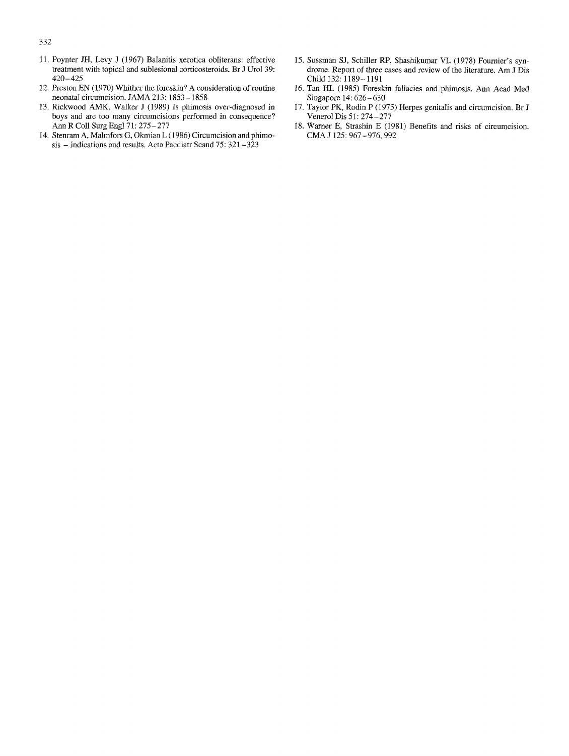11. Poynter JH, Levy J (1967) Balanitis xerotica obliterans: effective treatment with topical and sublesional corticosteroids. Br J Urol 39: 420–425
12. Preston EN (1970) Whither the foreskin? A consideration of routine neonatal circumcision. JAMA 213: 1853–1858
13. Rickwood AMK, Walker J (1989) Is phimosis over-diagnosed in boys and are too many circumcisions performed in consequence? Ann R Coll Surg Engl 71: 275–277
14. Stenram A, Malmfors G, Okmian L (1986) Circumcision and phimosis – indications and results. Acta Paediatr Scand 75: 321–323
15. Sussman SJ, Schiller RP, Shashikumar VL (1978) Fournier's syndrome. Report of three cases and review of the literature. Am J Dis Child 132: 1189–1191
16. Tan HL (1985) Foreskin fallacies and phimosis. Ann Acad Med Singapore 14: 626–630
17. Taylor PK, Rodin P (1975) Herpes genitalis and circumcision. Br J Venerol Dis 51: 274–277
18. Warner E, Strashin E (1981) Benefits and risks of circumcision. CMA J 125: 967–976, 992